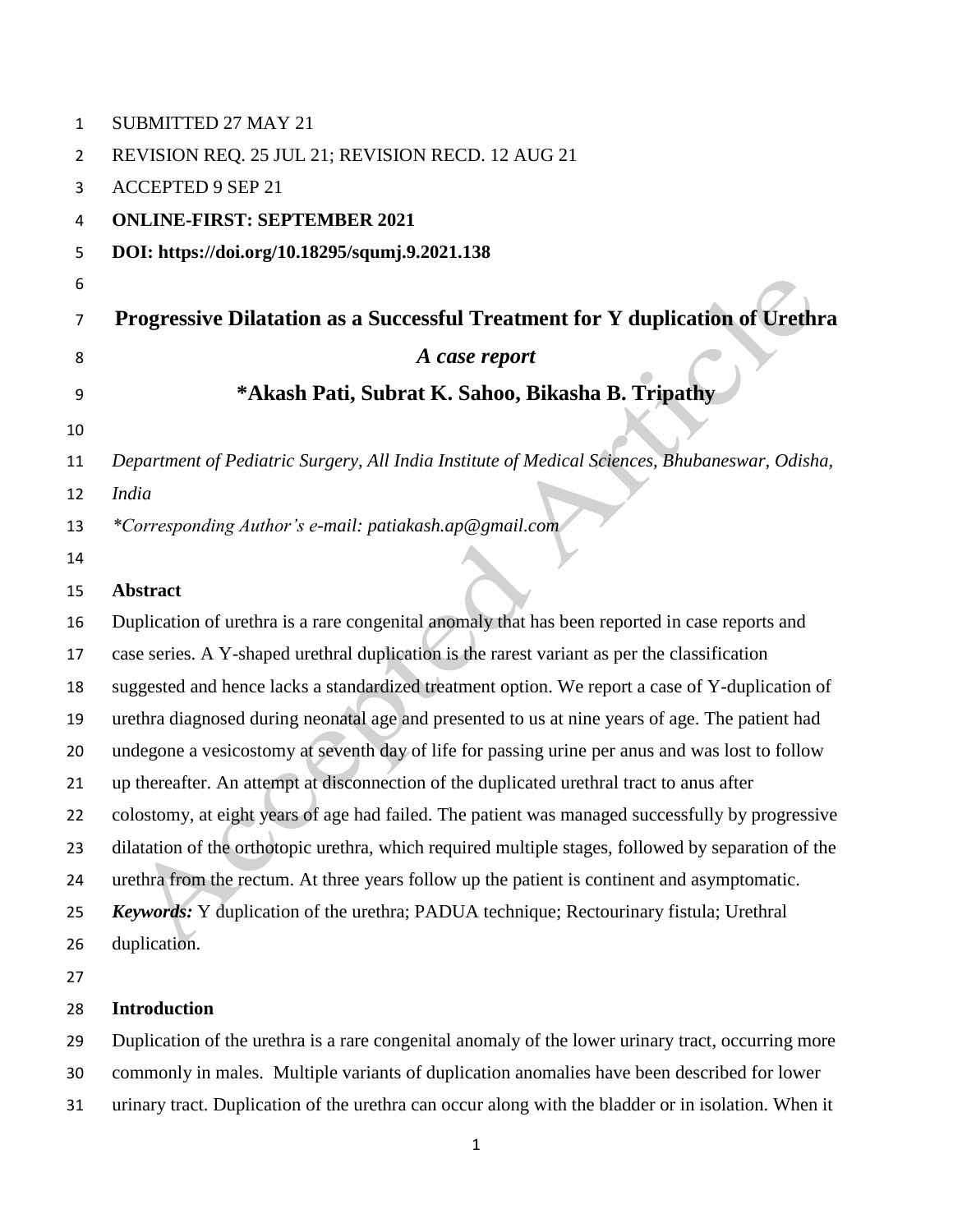SUBMITTED 27 MAY 21

REVISION REQ. 25 JUL 21; REVISION RECD. 12 AUG 21

ACCEPTED 9 SEP 21

**ONLINE-FIRST: SEPTEMBER 2021**

**DOI: https://doi.org/10.18295/squmj.9.2021.138**

# Progressive Dilatation as a Successful Treatment for Y duplication of Urethra

***A case report***

**\*Akash Pati, Subrat K. Sahoo, Bikasha B. Tripathy**

*Department of Pediatric Surgery, All India Institute of Medical Sciences, Bhubaneswar, Odisha, India*

*\*Corresponding Author's e-mail: patiakash.ap@gmail.com*

## Abstract

Duplication of urethra is a rare congenital anomaly that has been reported in case reports and case series. A Y-shaped urethral duplication is the rarest variant as per the classification suggested and hence lacks a standardized treatment option. We report a case of Y-duplication of urethra diagnosed during neonatal age and presented to us at nine years of age. The patient had undegone a vesicostomy at seventh day of life for passing urine per anus and was lost to follow up thereafter. An attempt at disconnection of the duplicated urethral tract to anus after colostomy, at eight years of age had failed. The patient was managed successfully by progressive dilatation of the orthotopic urethra, which required multiple stages, followed by separation of the urethra from the rectum. At three years follow up the patient is continent and asymptomatic.

***Keywords:*** Y duplication of the urethra; PADUA technique; Rectourinary fistula; Urethral duplication.

## Introduction

Duplication of the urethra is a rare congenital anomaly of the lower urinary tract, occurring more commonly in males. Multiple variants of duplication anomalies have been described for lower urinary tract. Duplication of the urethra can occur along with the bladder or in isolation. When it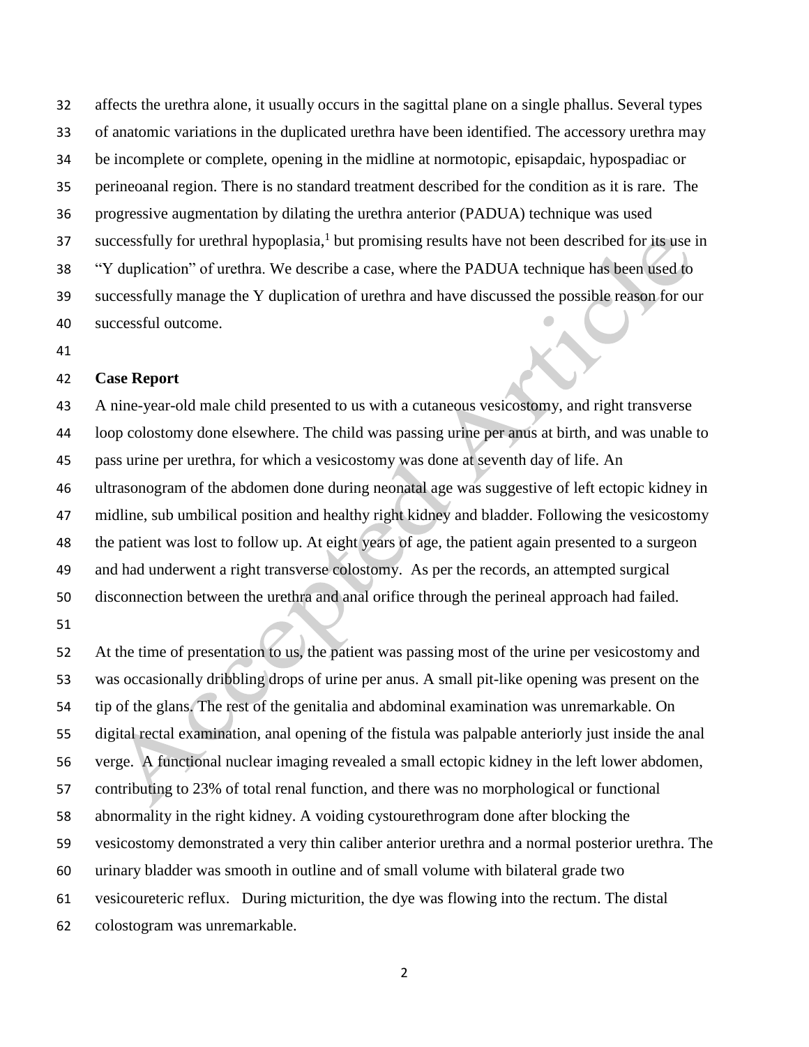affects the urethra alone, it usually occurs in the sagittal plane on a single phallus. Several types of anatomic variations in the duplicated urethra have been identified. The accessory urethra may be incomplete or complete, opening in the midline at normotopic, episapdaic, hypospadiac or perineoanal region. There is no standard treatment described for the condition as it is rare. The progressive augmentation by dilating the urethra anterior (PADUA) technique was used successfully for urethral hypoplasia,[1] but promising results have not been described for its use in "Y duplication" of urethra. We describe a case, where the PADUA technique has been used to successfully manage the Y duplication of urethra and have discussed the possible reason for our successful outcome.

## Case Report

A nine-year-old male child presented to us with a cutaneous vesicostomy, and right transverse loop colostomy done elsewhere. The child was passing urine per anus at birth, and was unable to pass urine per urethra, for which a vesicostomy was done at seventh day of life. An ultrasonogram of the abdomen done during neonatal age was suggestive of left ectopic kidney in midline, sub umbilical position and healthy right kidney and bladder. Following the vesicostomy the patient was lost to follow up. At eight years of age, the patient again presented to a surgeon and had underwent a right transverse colostomy. As per the records, an attempted surgical disconnection between the urethra and anal orifice through the perineal approach had failed.

At the time of presentation to us, the patient was passing most of the urine per vesicostomy and was occasionally dribbling drops of urine per anus. A small pit-like opening was present on the tip of the glans. The rest of the genitalia and abdominal examination was unremarkable. On digital rectal examination, anal opening of the fistula was palpable anteriorly just inside the anal verge. A functional nuclear imaging revealed a small ectopic kidney in the left lower abdomen, contributing to 23% of total renal function, and there was no morphological or functional abnormality in the right kidney. A voiding cystourethrogram done after blocking the vesicostomy demonstrated a very thin caliber anterior urethra and a normal posterior urethra. The urinary bladder was smooth in outline and of small volume with bilateral grade two vesicoureteric reflux. During micturition, the dye was flowing into the rectum. The distal colostogram was unremarkable.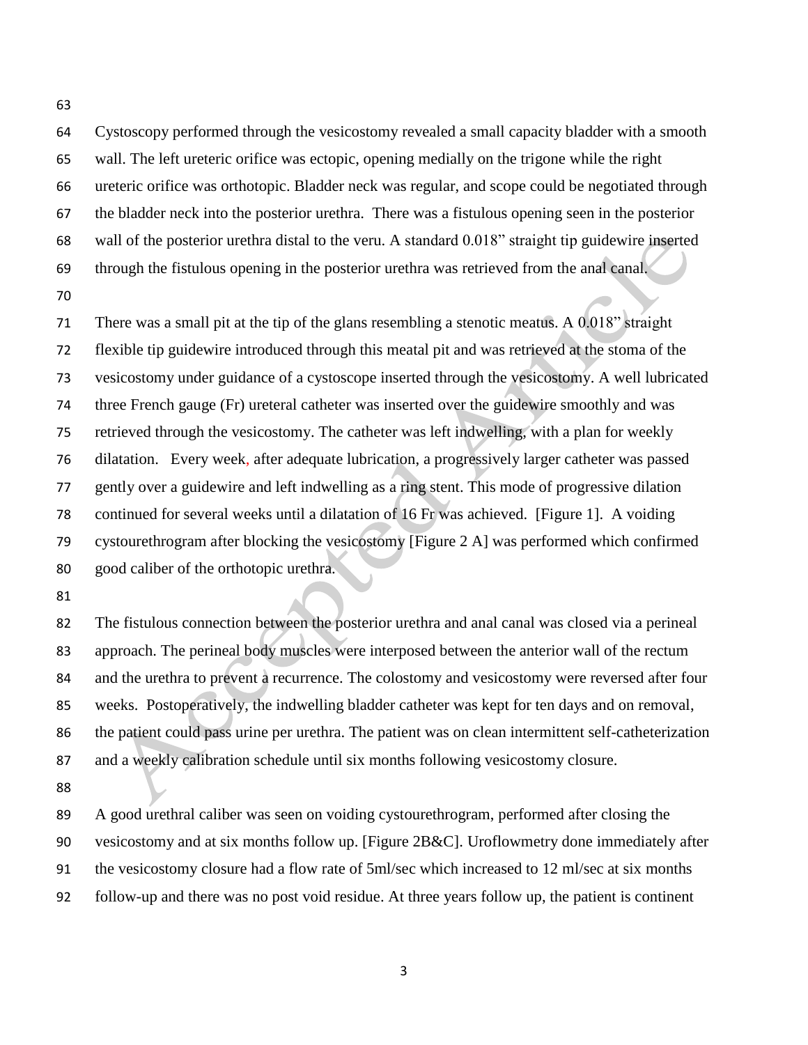Cystoscopy performed through the vesicostomy revealed a small capacity bladder with a smooth wall. The left ureteric orifice was ectopic, opening medially on the trigone while the right ureteric orifice was orthotopic. Bladder neck was regular, and scope could be negotiated through the bladder neck into the posterior urethra. There was a fistulous opening seen in the posterior wall of the posterior urethra distal to the veru. A standard 0.018" straight tip guidewire inserted through the fistulous opening in the posterior urethra was retrieved from the anal canal.

There was a small pit at the tip of the glans resembling a stenotic meatus. A 0.018" straight flexible tip guidewire introduced through this meatal pit and was retrieved at the stoma of the vesicostomy under guidance of a cystoscope inserted through the vesicostomy. A well lubricated three French gauge (Fr) ureteral catheter was inserted over the guidewire smoothly and was retrieved through the vesicostomy. The catheter was left indwelling, with a plan for weekly dilatation. Every week, after adequate lubrication, a progressively larger catheter was passed gently over a guidewire and left indwelling as a ring stent. This mode of progressive dilation continued for several weeks until a dilatation of 16 Fr was achieved. [Figure 1]. A voiding cystourethrogram after blocking the vesicostomy [Figure 2 A] was performed which confirmed good caliber of the orthotopic urethra.

The fistulous connection between the posterior urethra and anal canal was closed via a perineal approach. The perineal body muscles were interposed between the anterior wall of the rectum and the urethra to prevent a recurrence. The colostomy and vesicostomy were reversed after four weeks. Postoperatively, the indwelling bladder catheter was kept for ten days and on removal, the patient could pass urine per urethra. The patient was on clean intermittent self-catheterization and a weekly calibration schedule until six months following vesicostomy closure.

A good urethral caliber was seen on voiding cystourethrogram, performed after closing the vesicostomy and at six months follow up. [Figure 2B&C]. Uroflowmetry done immediately after the vesicostomy closure had a flow rate of 5ml/sec which increased to 12 ml/sec at six months follow-up and there was no post void residue. At three years follow up, the patient is continent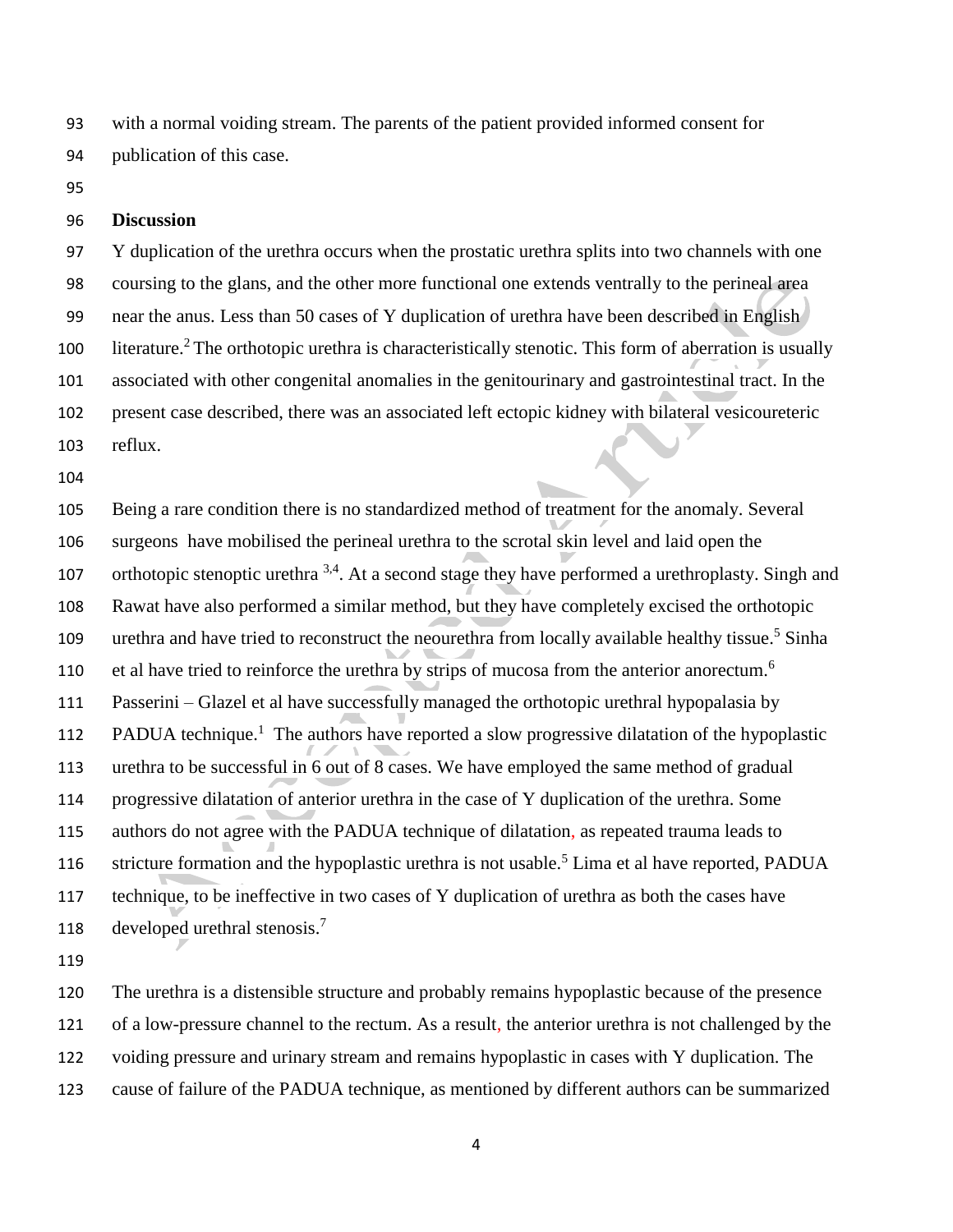with a normal voiding stream. The parents of the patient provided informed consent for publication of this case.

## Discussion

Y duplication of the urethra occurs when the prostatic urethra splits into two channels with one coursing to the glans, and the other more functional one extends ventrally to the perineal area near the anus. Less than 50 cases of Y duplication of urethra have been described in English literature.[2] The orthotopic urethra is characteristically stenotic. This form of aberration is usually associated with other congenital anomalies in the genitourinary and gastrointestinal tract. In the present case described, there was an associated left ectopic kidney with bilateral vesicoureteric reflux.

Being a rare condition there is no standardized method of treatment for the anomaly. Several surgeons have mobilised the perineal urethra to the scrotal skin level and laid open the orthotopic stenoptic urethra [3,4]. At a second stage they have performed a urethroplasty. Singh and Rawat have also performed a similar method, but they have completely excised the orthotopic urethra and have tried to reconstruct the neourethra from locally available healthy tissue.[5] Sinha et al have tried to reinforce the urethra by strips of mucosa from the anterior anorectum.[6] Passerini – Glazel et al have successfully managed the orthotopic urethral hypopalasia by PADUA technique.[1] The authors have reported a slow progressive dilatation of the hypoplastic urethra to be successful in 6 out of 8 cases. We have employed the same method of gradual progressive dilatation of anterior urethra in the case of Y duplication of the urethra. Some authors do not agree with the PADUA technique of dilatation, as repeated trauma leads to stricture formation and the hypoplastic urethra is not usable.[5] Lima et al have reported, PADUA technique, to be ineffective in two cases of Y duplication of urethra as both the cases have developed urethral stenosis.[7]

The urethra is a distensible structure and probably remains hypoplastic because of the presence of a low-pressure channel to the rectum. As a result, the anterior urethra is not challenged by the voiding pressure and urinary stream and remains hypoplastic in cases with Y duplication. The cause of failure of the PADUA technique, as mentioned by different authors can be summarized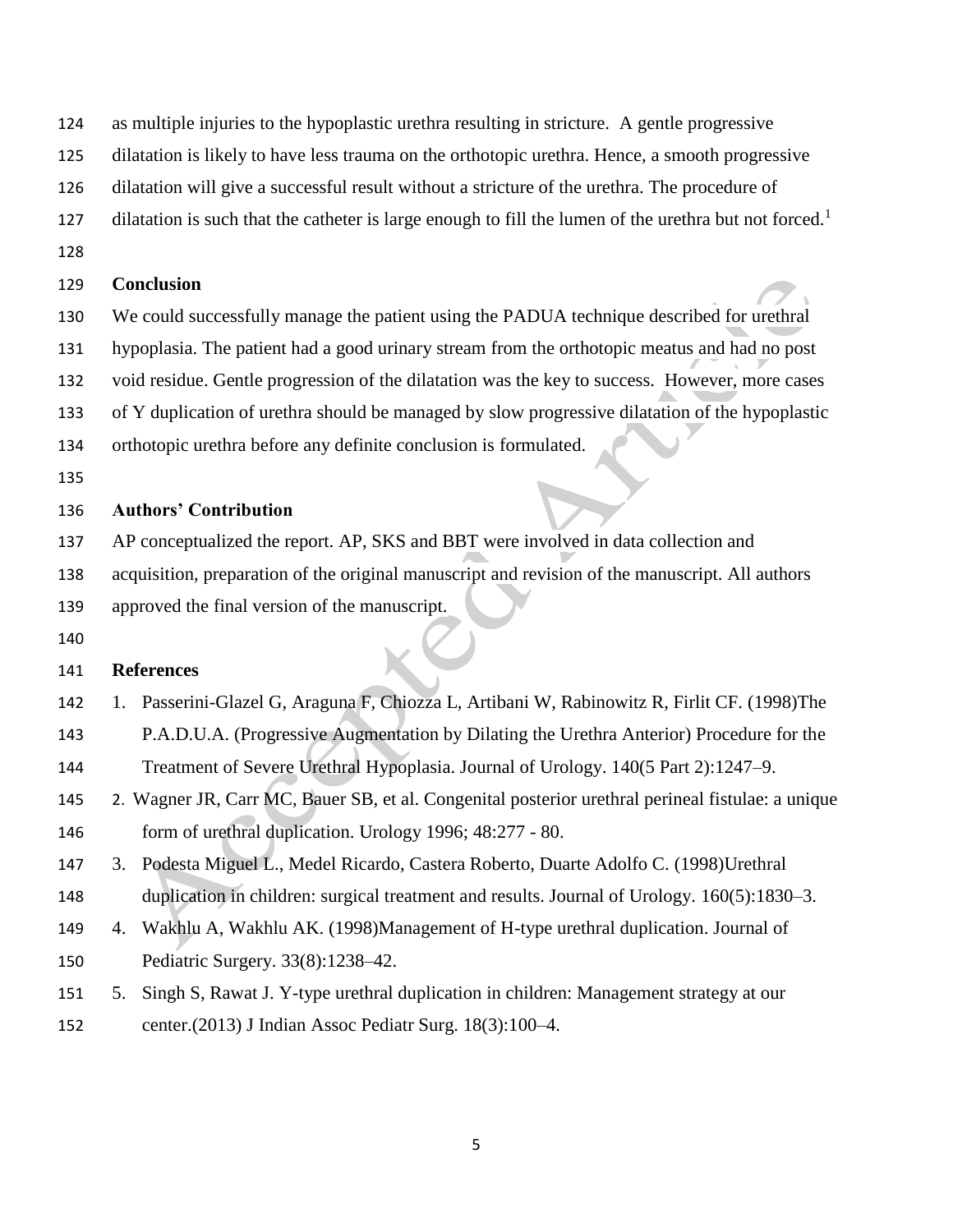as multiple injuries to the hypoplastic urethra resulting in stricture. A gentle progressive dilatation is likely to have less trauma on the orthotopic urethra. Hence, a smooth progressive dilatation will give a successful result without a stricture of the urethra. The procedure of dilatation is such that the catheter is large enough to fill the lumen of the urethra but not forced.[1]

## Conclusion

We could successfully manage the patient using the PADUA technique described for urethral hypoplasia. The patient had a good urinary stream from the orthotopic meatus and had no post void residue. Gentle progression of the dilatation was the key to success. However, more cases of Y duplication of urethra should be managed by slow progressive dilatation of the hypoplastic orthotopic urethra before any definite conclusion is formulated.

## Authors' Contribution

AP conceptualized the report. AP, SKS and BBT were involved in data collection and acquisition, preparation of the original manuscript and revision of the manuscript. All authors approved the final version of the manuscript.

## References

1. Passerini-Glazel G, Araguna F, Chiozza L, Artibani W, Rabinowitz R, Firlit CF. (1998)The P.A.D.U.A. (Progressive Augmentation by Dilating the Urethra Anterior) Procedure for the Treatment of Severe Urethral Hypoplasia. Journal of Urology. 140(5 Part 2):1247–9.
2. Wagner JR, Carr MC, Bauer SB, et al. Congenital posterior urethral perineal fistulae: a unique form of urethral duplication. Urology 1996; 48:277 - 80.
3. Podesta Miguel L., Medel Ricardo, Castera Roberto, Duarte Adolfo C. (1998)Urethral duplication in children: surgical treatment and results. Journal of Urology. 160(5):1830–3.
4. Wakhlu A, Wakhlu AK. (1998)Management of H-type urethral duplication. Journal of Pediatric Surgery. 33(8):1238–42.
5. Singh S, Rawat J. Y-type urethral duplication in children: Management strategy at our center.(2013) J Indian Assoc Pediatr Surg. 18(3):100–4.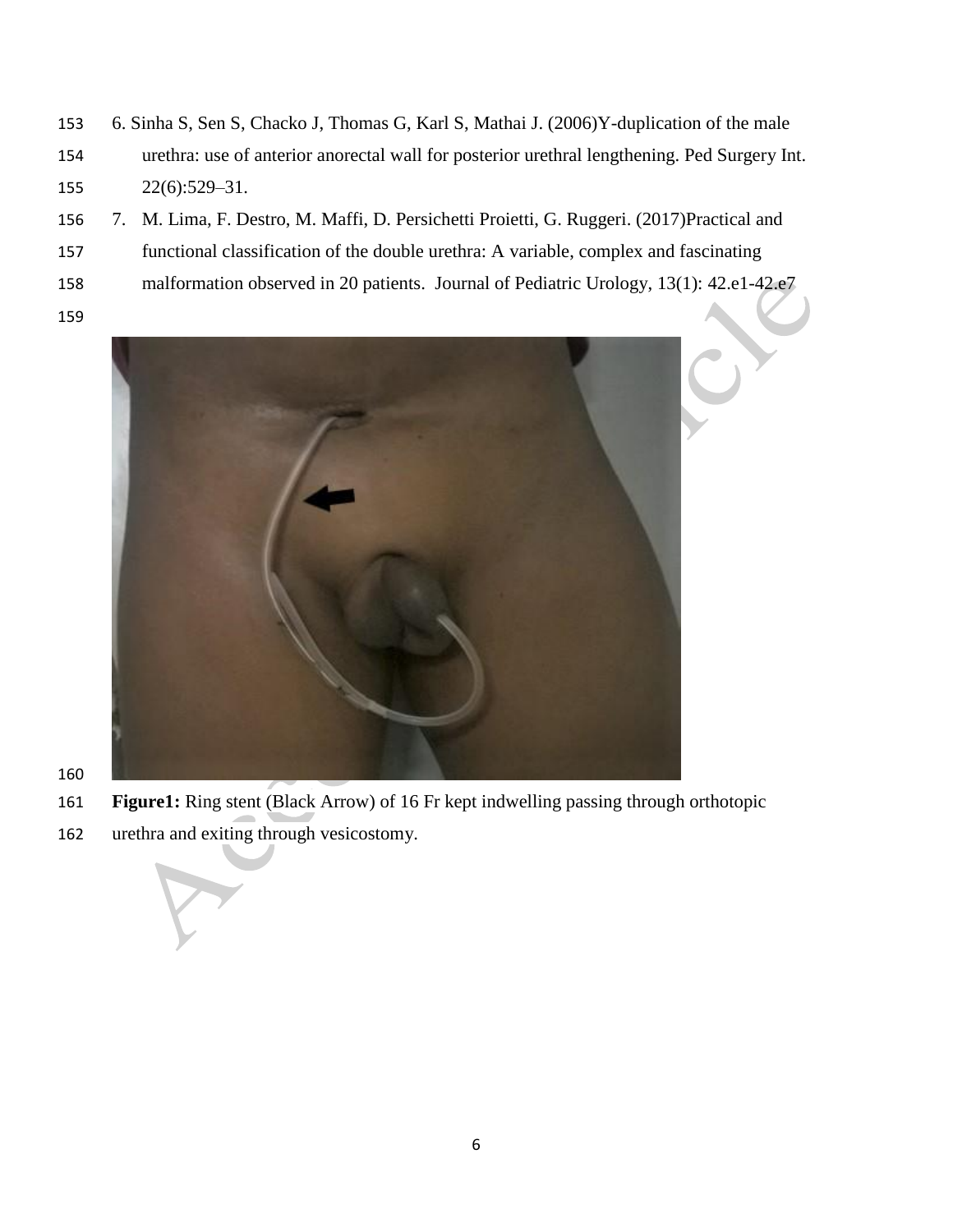6. Sinha S, Sen S, Chacko J, Thomas G, Karl S, Mathai J. (2006)Y-duplication of the male urethra: use of anterior anorectal wall for posterior urethral lengthening. Ped Surgery Int. 22(6):529–31.

7. M. Lima, F. Destro, M. Maffi, D. Persichetti Proietti, G. Ruggeri. (2017)Practical and functional classification of the double urethra: A variable, complex and fascinating malformation observed in 20 patients. Journal of Pediatric Urology, 13(1): 42.e1-42.e7

**Figure1:** Ring stent (Black Arrow) of 16 Fr kept indwelling passing through orthotopic urethra and exiting through vesicostomy.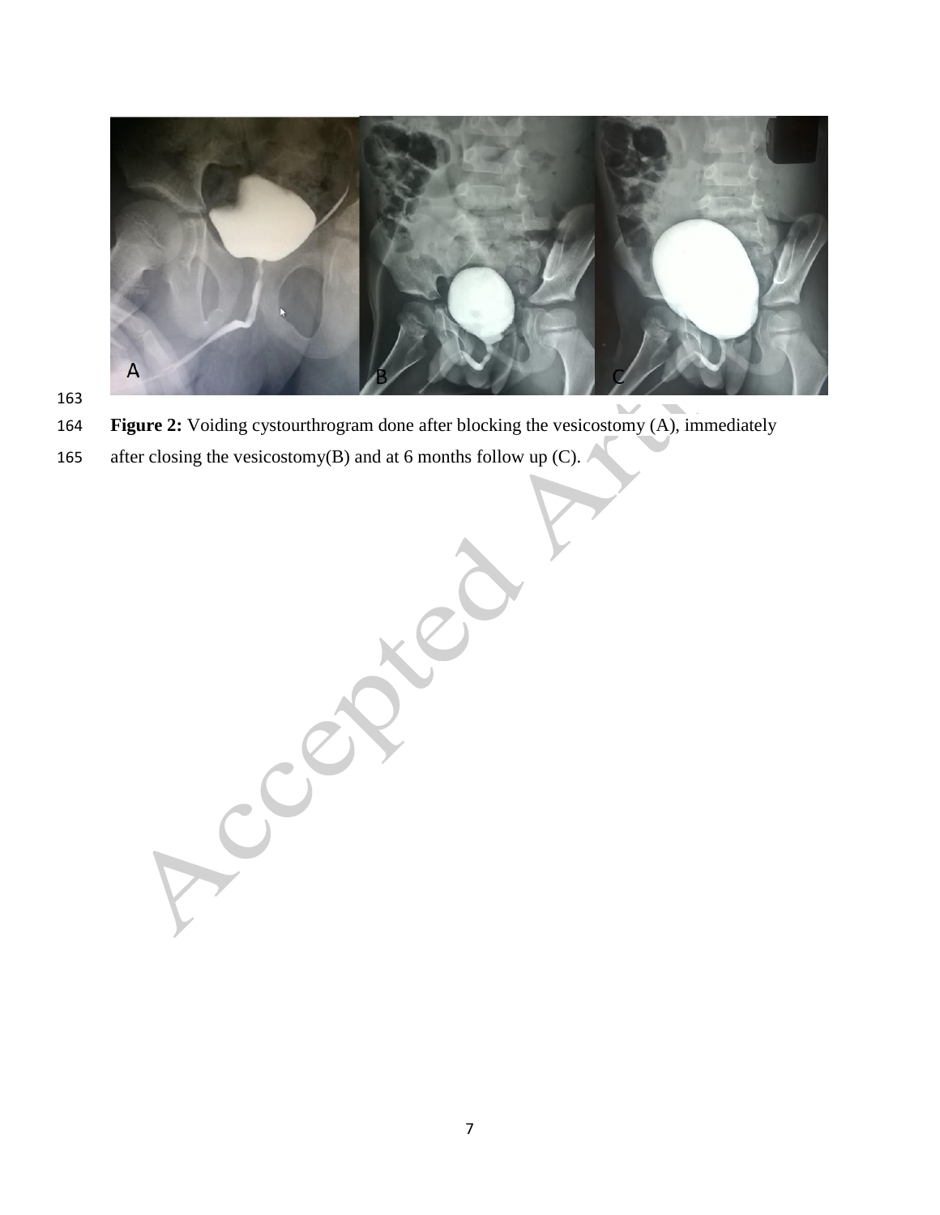**Figure 2:** Voiding cystourthrogram done after blocking the vesicostomy (A), immediately after closing the vesicostomy(B) and at 6 months follow up (C).